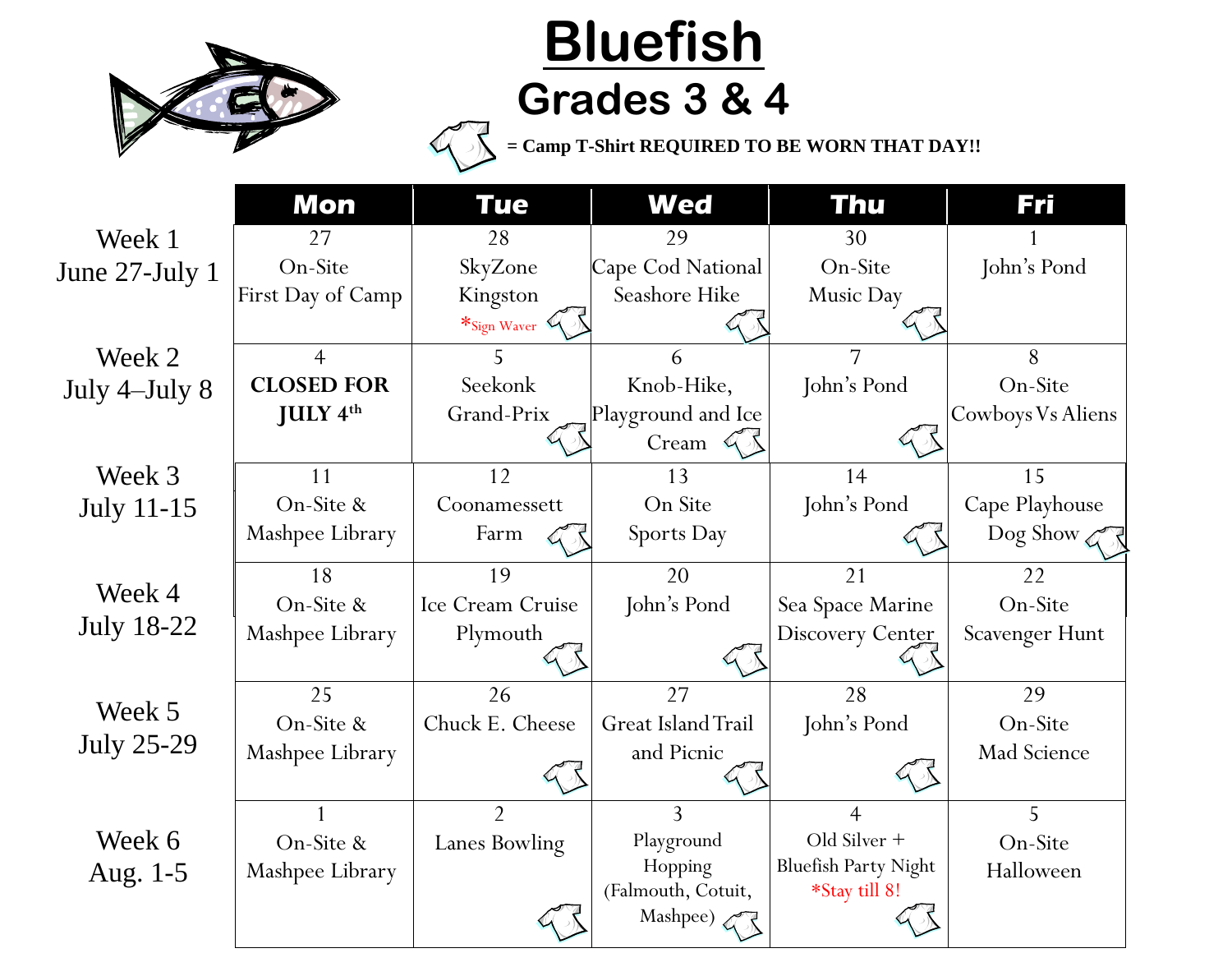# Bluefish

## Grades 3 & 4

👕 = Camp T-Shirt REQUIRED TO BE WORN THAT DAY!!

| | Mon | Tue | Wed | Thu | Fri |
|---|---|---|---|---|---|
| Week 1<br>June 27-July 1 | 27<br>On-Site<br>First Day of Camp | 28<br>SkyZone<br>Kingston<br>*Sign Waver 👕 | 29<br>Cape Cod National Seashore Hike 👕 | 30<br>On-Site<br>Music Day 👕 | 1<br>John's Pond |
| Week 2<br>July 4–July 8 | 4<br>**CLOSED FOR JULY 4th** | 5<br>Seekonk<br>Grand-Prix 👕 | 6<br>Knob-Hike, Playground and Ice Cream 👕 | 7<br>John's Pond 👕 | 8<br>On-Site<br>Cowboys Vs Aliens |
| Week 3<br>July 11-15 | 11<br>On-Site &<br>Mashpee Library | 12<br>Coonamessett<br>Farm 👕 | 13<br>On Site<br>Sports Day | 14<br>John's Pond 👕 | 15<br>Cape Playhouse<br>Dog Show 👕 |
| Week 4<br>July 18-22 | 18<br>On-Site &<br>Mashpee Library | 19<br>Ice Cream Cruise<br>Plymouth 👕 | 20<br>John's Pond 👕 | 21<br>Sea Space Marine Discovery Center 👕 | 22<br>On-Site<br>Scavenger Hunt |
| Week 5<br>July 25-29 | 25<br>On-Site &<br>Mashpee Library | 26<br>Chuck E. Cheese 👕 | 27<br>Great Island Trail and Picnic 👕 | 28<br>John's Pond 👕 | 29<br>On-Site<br>Mad Science |
| Week 6<br>Aug. 1-5 | 1<br>On-Site &<br>Mashpee Library | 2<br>Lanes Bowling 👕 | 3<br>Playground Hopping (Falmouth, Cotuit, Mashpee) 👕 | 4<br>Old Silver + Bluefish Party Night<br>*Stay till 8! 👕 | 5<br>On-Site<br>Halloween |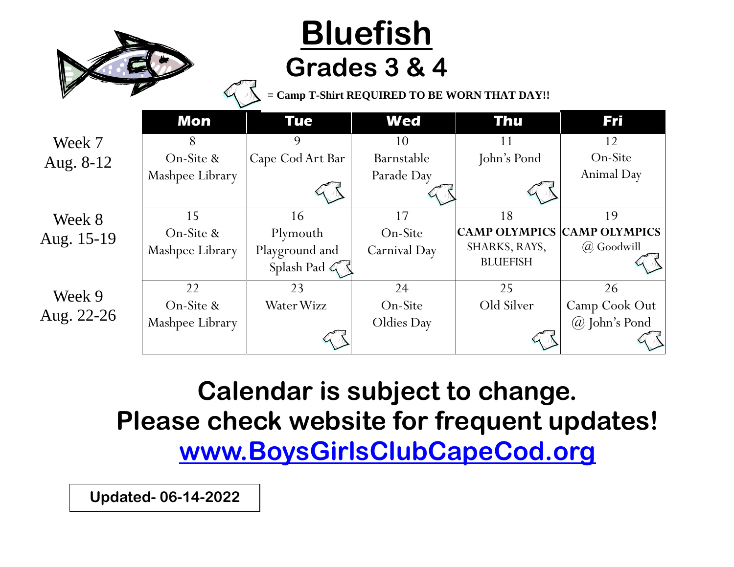# Bluefish

## Grades 3 & 4

[T-shirt icon] = Camp T-Shirt REQUIRED TO BE WORN THAT DAY!!

| | Mon | Tue | Wed | Thu | Fri |
|---|---|---|---|---|---|
| Week 7<br>Aug. 8-12 | 8<br>On-Site & Mashpee Library | 9<br>Cape Cod Art Bar [T-shirt] | 10<br>Barnstable Parade Day [T-shirt] | 11<br>John's Pond [T-shirt] | 12<br>On-Site Animal Day |
| Week 8<br>Aug. 15-19 | 15<br>On-Site & Mashpee Library | 16<br>Plymouth Playground and Splash Pad [T-shirt] | 17<br>On-Site Carnival Day | 18<br>**CAMP OLYMPICS**<br>SHARKS, RAYS, BLUEFISH | 19<br>**CAMP OLYMPICS**<br>@ Goodwill [T-shirt] |
| Week 9<br>Aug. 22-26 | 22<br>On-Site & Mashpee Library | 23<br>Water Wizz [T-shirt] | 24<br>On-Site Oldies Day | 25<br>Old Silver [T-shirt] | 26<br>Camp Cook Out @ John's Pond [T-shirt] |

**Calendar is subject to change.**
**Please check website for frequent updates!**
**www.BoysGirlsClubCapeCod.org**

**Updated- 06-14-2022**